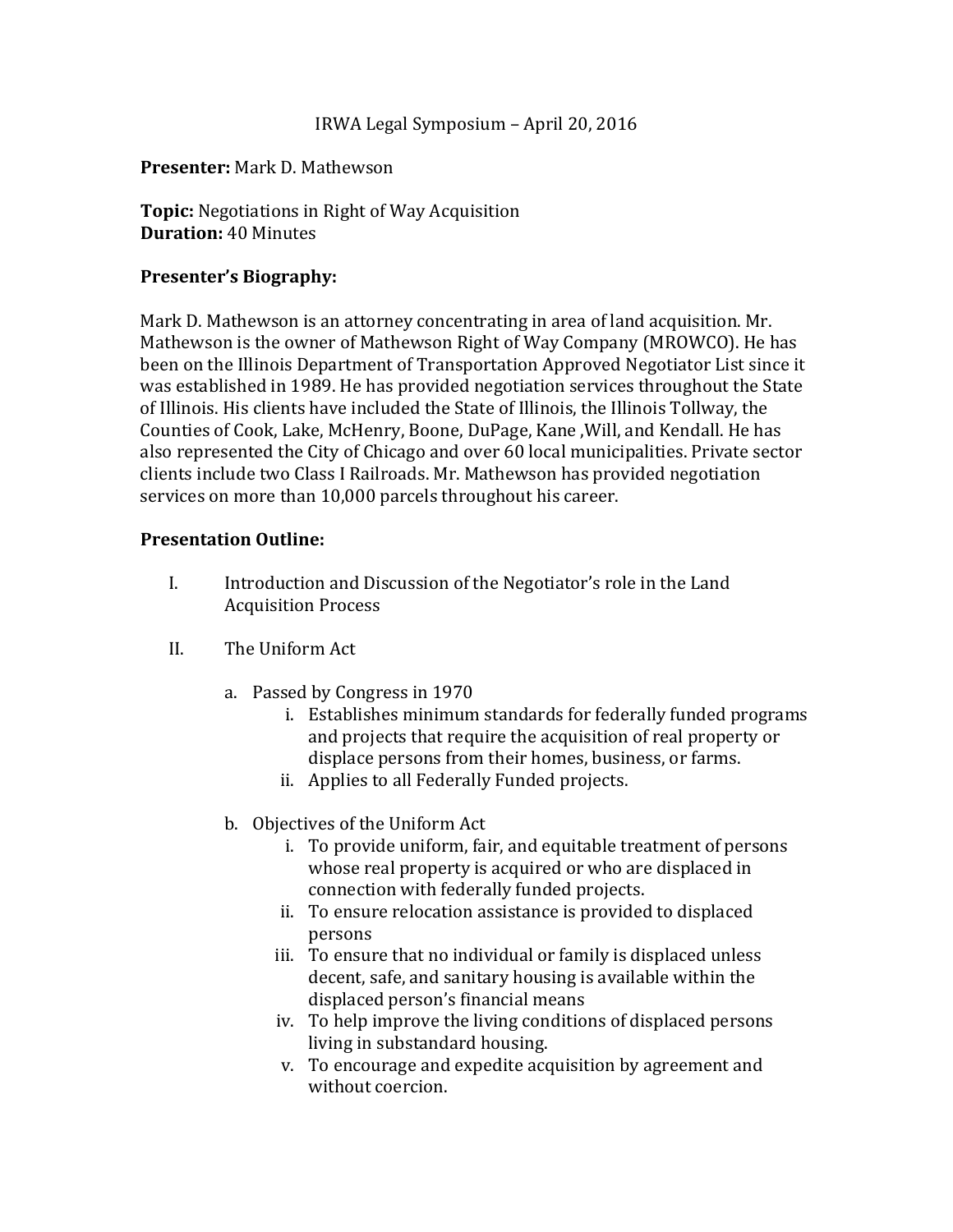IRWA Legal Symposium – April 20, 2016

**Presenter:** Mark D. Mathewson

**Topic:** Negotiations in Right of Way Acquisition
**Duration:** 40 Minutes

**Presenter's Biography:**

Mark D. Mathewson is an attorney concentrating in area of land acquisition. Mr. Mathewson is the owner of Mathewson Right of Way Company (MROWCO). He has been on the Illinois Department of Transportation Approved Negotiator List since it was established in 1989. He has provided negotiation services throughout the State of Illinois. His clients have included the State of Illinois, the Illinois Tollway, the Counties of Cook, Lake, McHenry, Boone, DuPage, Kane ,Will, and Kendall. He has also represented the City of Chicago and over 60 local municipalities. Private sector clients include two Class I Railroads. Mr. Mathewson has provided negotiation services on more than 10,000 parcels throughout his career.

**Presentation Outline:**

I. Introduction and Discussion of the Negotiator's role in the Land Acquisition Process

II. The Uniform Act

   a. Passed by Congress in 1970
      i. Establishes minimum standards for federally funded programs and projects that require the acquisition of real property or displace persons from their homes, business, or farms.
      ii. Applies to all Federally Funded projects.

   b. Objectives of the Uniform Act
      i. To provide uniform, fair, and equitable treatment of persons whose real property is acquired or who are displaced in connection with federally funded projects.
      ii. To ensure relocation assistance is provided to displaced persons
      iii. To ensure that no individual or family is displaced unless decent, safe, and sanitary housing is available within the displaced person's financial means
      iv. To help improve the living conditions of displaced persons living in substandard housing.
      v. To encourage and expedite acquisition by agreement and without coercion.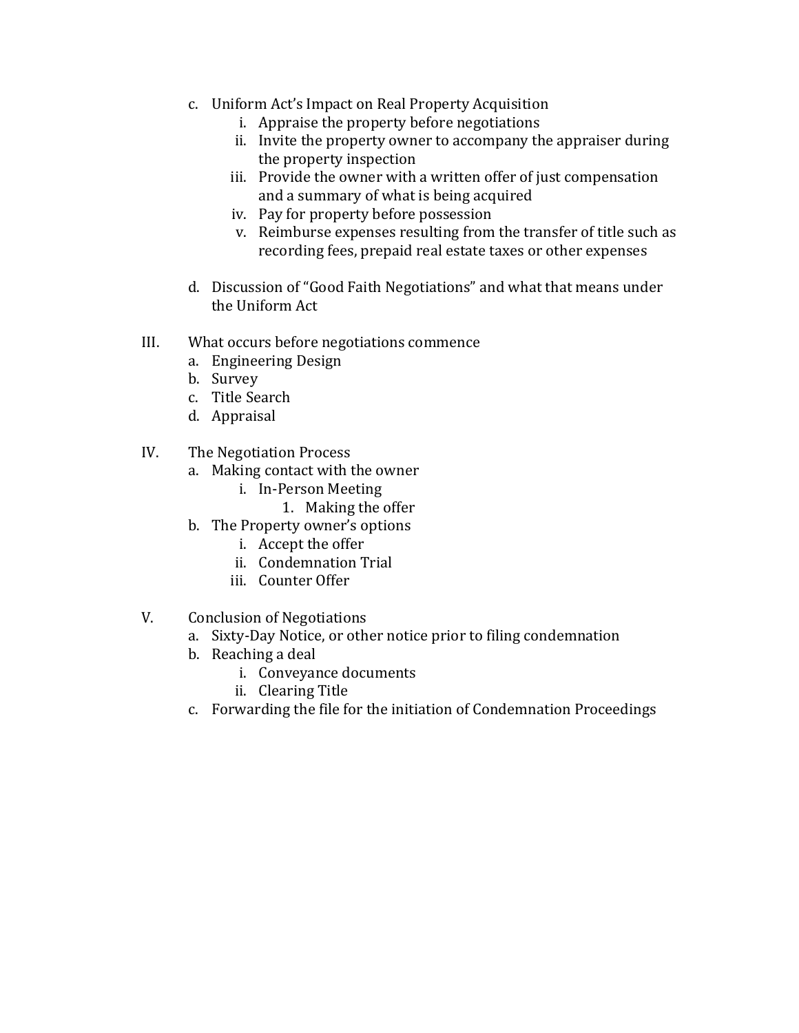c. Uniform Act's Impact on Real Property Acquisition
   i. Appraise the property before negotiations
   ii. Invite the property owner to accompany the appraiser during the property inspection
   iii. Provide the owner with a written offer of just compensation and a summary of what is being acquired
   iv. Pay for property before possession
   v. Reimburse expenses resulting from the transfer of title such as recording fees, prepaid real estate taxes or other expenses

d. Discussion of "Good Faith Negotiations" and what that means under the Uniform Act

III. What occurs before negotiations commence
   a. Engineering Design
   b. Survey
   c. Title Search
   d. Appraisal

IV. The Negotiation Process
   a. Making contact with the owner
      i. In-Person Meeting
         1. Making the offer
   b. The Property owner's options
      i. Accept the offer
      ii. Condemnation Trial
      iii. Counter Offer

V. Conclusion of Negotiations
   a. Sixty-Day Notice, or other notice prior to filing condemnation
   b. Reaching a deal
      i. Conveyance documents
      ii. Clearing Title
   c. Forwarding the file for the initiation of Condemnation Proceedings